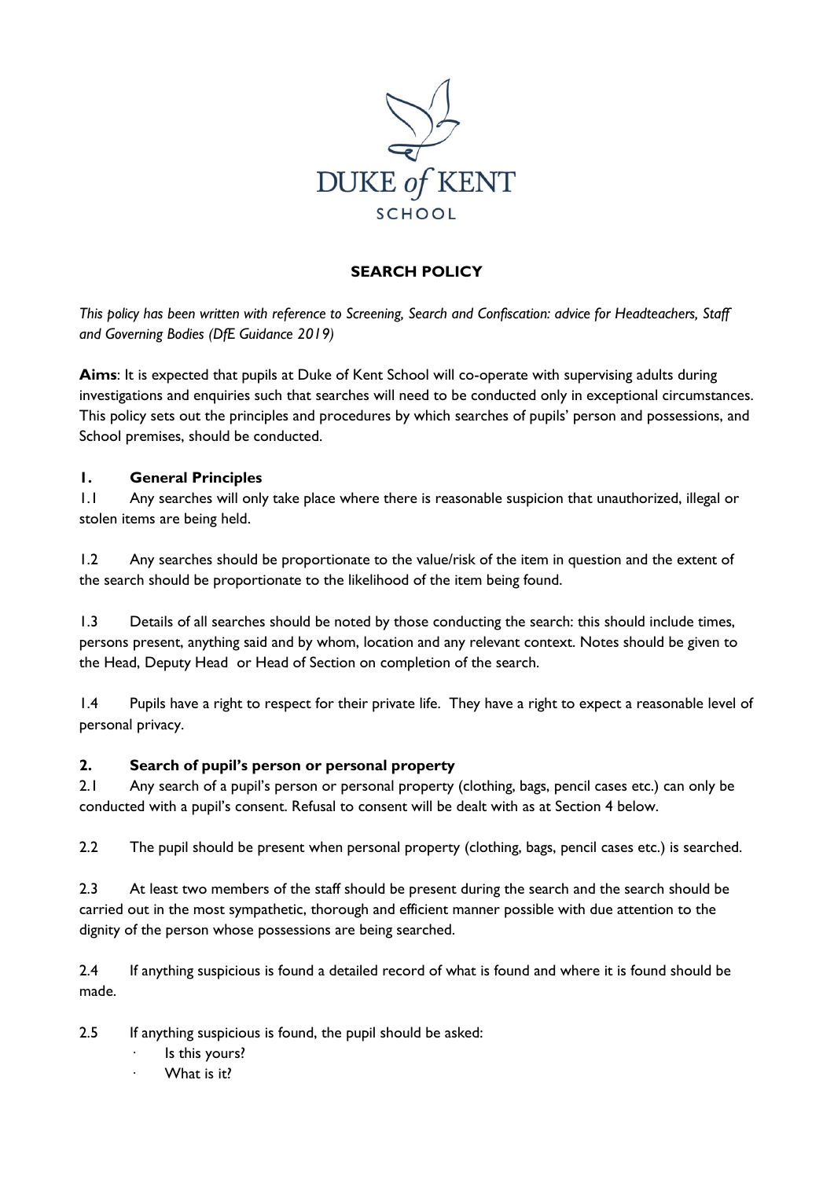DUKE *of* KENT
SCHOOL

# SEARCH POLICY

*This policy has been written with reference to Screening, Search and Confiscation: advice for Headteachers, Staff and Governing Bodies (DfE Guidance 2019)*

**Aims**: It is expected that pupils at Duke of Kent School will co-operate with supervising adults during investigations and enquiries such that searches will need to be conducted only in exceptional circumstances. This policy sets out the principles and procedures by which searches of pupils' person and possessions, and School premises, should be conducted.

## 1. General Principles

1.1 Any searches will only take place where there is reasonable suspicion that unauthorized, illegal or stolen items are being held.

1.2 Any searches should be proportionate to the value/risk of the item in question and the extent of the search should be proportionate to the likelihood of the item being found.

1.3 Details of all searches should be noted by those conducting the search: this should include times, persons present, anything said and by whom, location and any relevant context. Notes should be given to the Head, Deputy Head or Head of Section on completion of the search.

1.4 Pupils have a right to respect for their private life. They have a right to expect a reasonable level of personal privacy.

## 2. Search of pupil's person or personal property

2.1 Any search of a pupil's person or personal property (clothing, bags, pencil cases etc.) can only be conducted with a pupil's consent. Refusal to consent will be dealt with as at Section 4 below.

2.2 The pupil should be present when personal property (clothing, bags, pencil cases etc.) is searched.

2.3 At least two members of the staff should be present during the search and the search should be carried out in the most sympathetic, thorough and efficient manner possible with due attention to the dignity of the person whose possessions are being searched.

2.4 If anything suspicious is found a detailed record of what is found and where it is found should be made.

2.5 If anything suspicious is found, the pupil should be asked:

- Is this yours?
- What is it?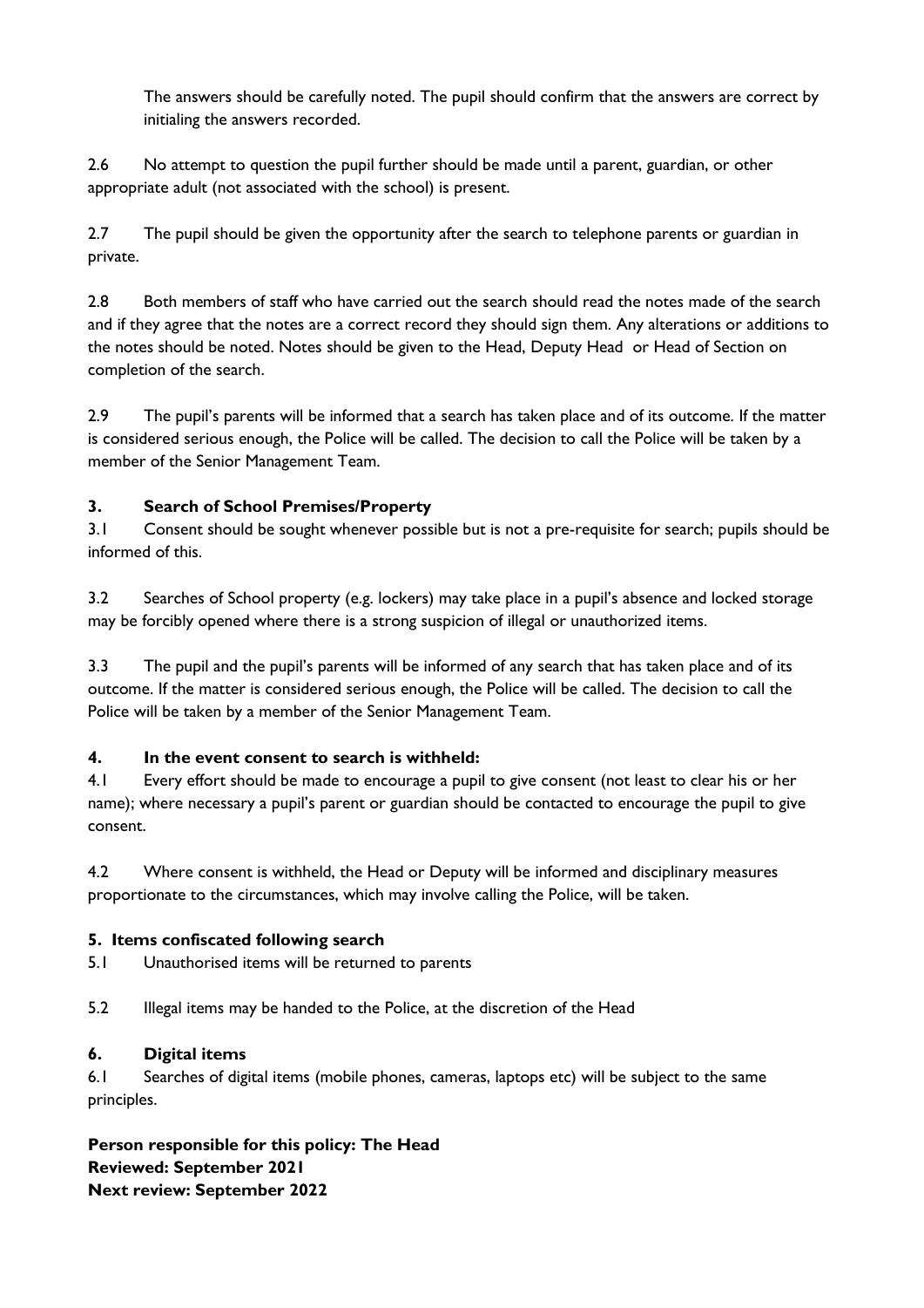The answers should be carefully noted. The pupil should confirm that the answers are correct by initialing the answers recorded.

2.6 No attempt to question the pupil further should be made until a parent, guardian, or other appropriate adult (not associated with the school) is present.

2.7 The pupil should be given the opportunity after the search to telephone parents or guardian in private.

2.8 Both members of staff who have carried out the search should read the notes made of the search and if they agree that the notes are a correct record they should sign them. Any alterations or additions to the notes should be noted. Notes should be given to the Head, Deputy Head or Head of Section on completion of the search.

2.9 The pupil's parents will be informed that a search has taken place and of its outcome. If the matter is considered serious enough, the Police will be called. The decision to call the Police will be taken by a member of the Senior Management Team.

### 3. Search of School Premises/Property

3.1 Consent should be sought whenever possible but is not a pre-requisite for search; pupils should be informed of this.

3.2 Searches of School property (e.g. lockers) may take place in a pupil's absence and locked storage may be forcibly opened where there is a strong suspicion of illegal or unauthorized items.

3.3 The pupil and the pupil's parents will be informed of any search that has taken place and of its outcome. If the matter is considered serious enough, the Police will be called. The decision to call the Police will be taken by a member of the Senior Management Team.

### 4. In the event consent to search is withheld:

4.1 Every effort should be made to encourage a pupil to give consent (not least to clear his or her name); where necessary a pupil's parent or guardian should be contacted to encourage the pupil to give consent.

4.2 Where consent is withheld, the Head or Deputy will be informed and disciplinary measures proportionate to the circumstances, which may involve calling the Police, will be taken.

### 5. Items confiscated following search

5.1 Unauthorised items will be returned to parents

5.2 Illegal items may be handed to the Police, at the discretion of the Head

### 6. Digital items

6.1 Searches of digital items (mobile phones, cameras, laptops etc) will be subject to the same principles.

**Person responsible for this policy: The Head**
**Reviewed: September 2021**
**Next review: September 2022**